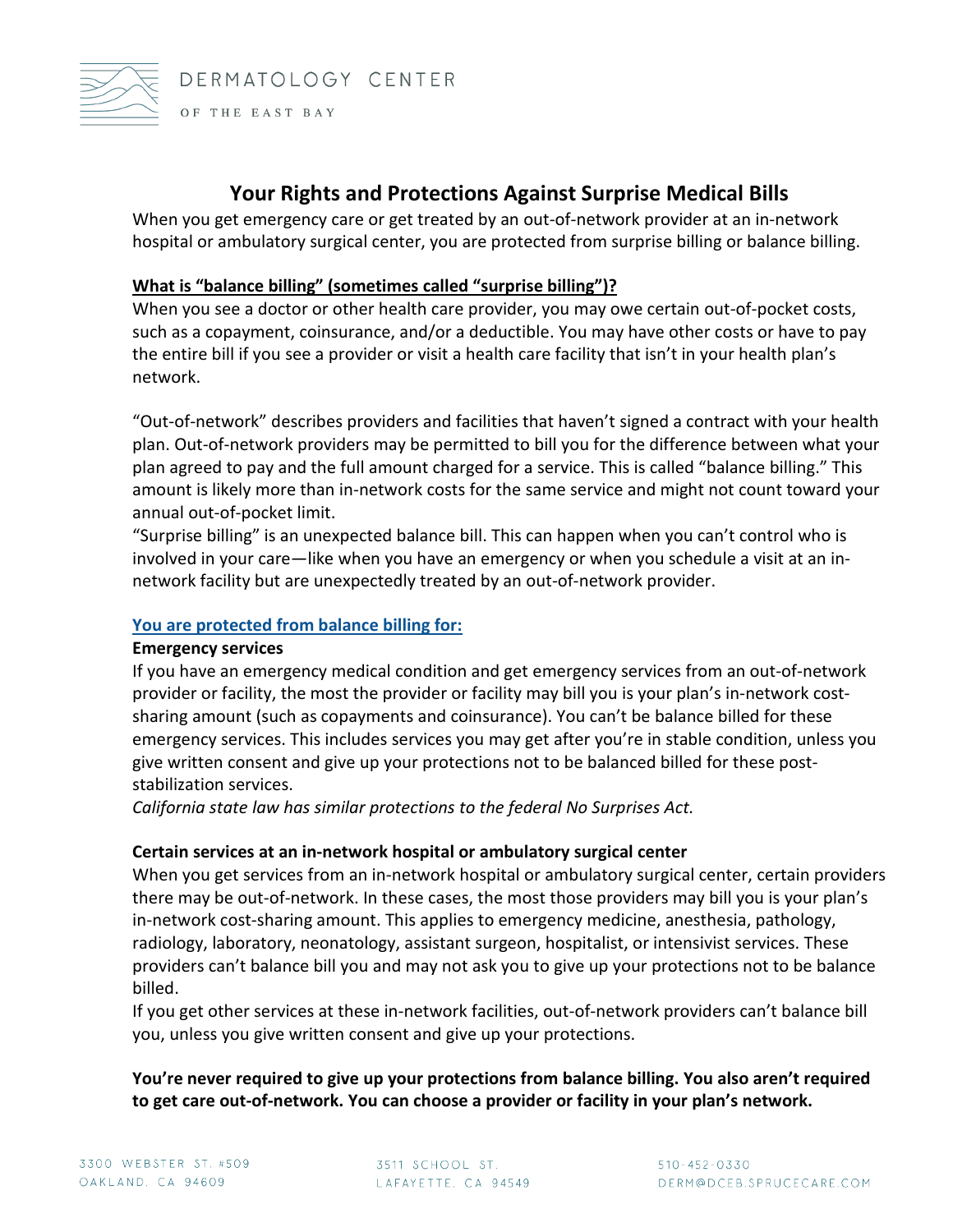DERMATOLOGY CENTER

OF THE EAST BAY

# Your Rights and Protections Against Surprise Medical Bills

When you get emergency care or get treated by an out-of-network provider at an in-network hospital or ambulatory surgical center, you are protected from surprise billing or balance billing.

## What is "balance billing" (sometimes called "surprise billing")?

When you see a doctor or other health care provider, you may owe certain out-of-pocket costs, such as a copayment, coinsurance, and/or a deductible. You may have other costs or have to pay the entire bill if you see a provider or visit a health care facility that isn't in your health plan's network.

"Out-of-network" describes providers and facilities that haven't signed a contract with your health plan. Out-of-network providers may be permitted to bill you for the difference between what your plan agreed to pay and the full amount charged for a service. This is called "balance billing." This amount is likely more than in-network costs for the same service and might not count toward your annual out-of-pocket limit.

"Surprise billing" is an unexpected balance bill. This can happen when you can't control who is involved in your care—like when you have an emergency or when you schedule a visit at an in-network facility but are unexpectedly treated by an out-of-network provider.

## You are protected from balance billing for:

### Emergency services

If you have an emergency medical condition and get emergency services from an out-of-network provider or facility, the most the provider or facility may bill you is your plan's in-network cost-sharing amount (such as copayments and coinsurance). You can't be balance billed for these emergency services. This includes services you may get after you're in stable condition, unless you give written consent and give up your protections not to be balanced billed for these post-stabilization services.

*California state law has similar protections to the federal No Surprises Act.*

### Certain services at an in-network hospital or ambulatory surgical center

When you get services from an in-network hospital or ambulatory surgical center, certain providers there may be out-of-network. In these cases, the most those providers may bill you is your plan's in-network cost-sharing amount. This applies to emergency medicine, anesthesia, pathology, radiology, laboratory, neonatology, assistant surgeon, hospitalist, or intensivist services. These providers can't balance bill you and may not ask you to give up your protections not to be balance billed.

If you get other services at these in-network facilities, out-of-network providers can't balance bill you, unless you give written consent and give up your protections.

**You're never required to give up your protections from balance billing. You also aren't required to get care out-of-network. You can choose a provider or facility in your plan's network.**

3300 WEBSTER ST. #509
OAKLAND, CA 94609

3511 SCHOOL ST.
LAFAYETTE, CA 94549

510-452-0330
DERM@DCEB.SPRUCECARE.COM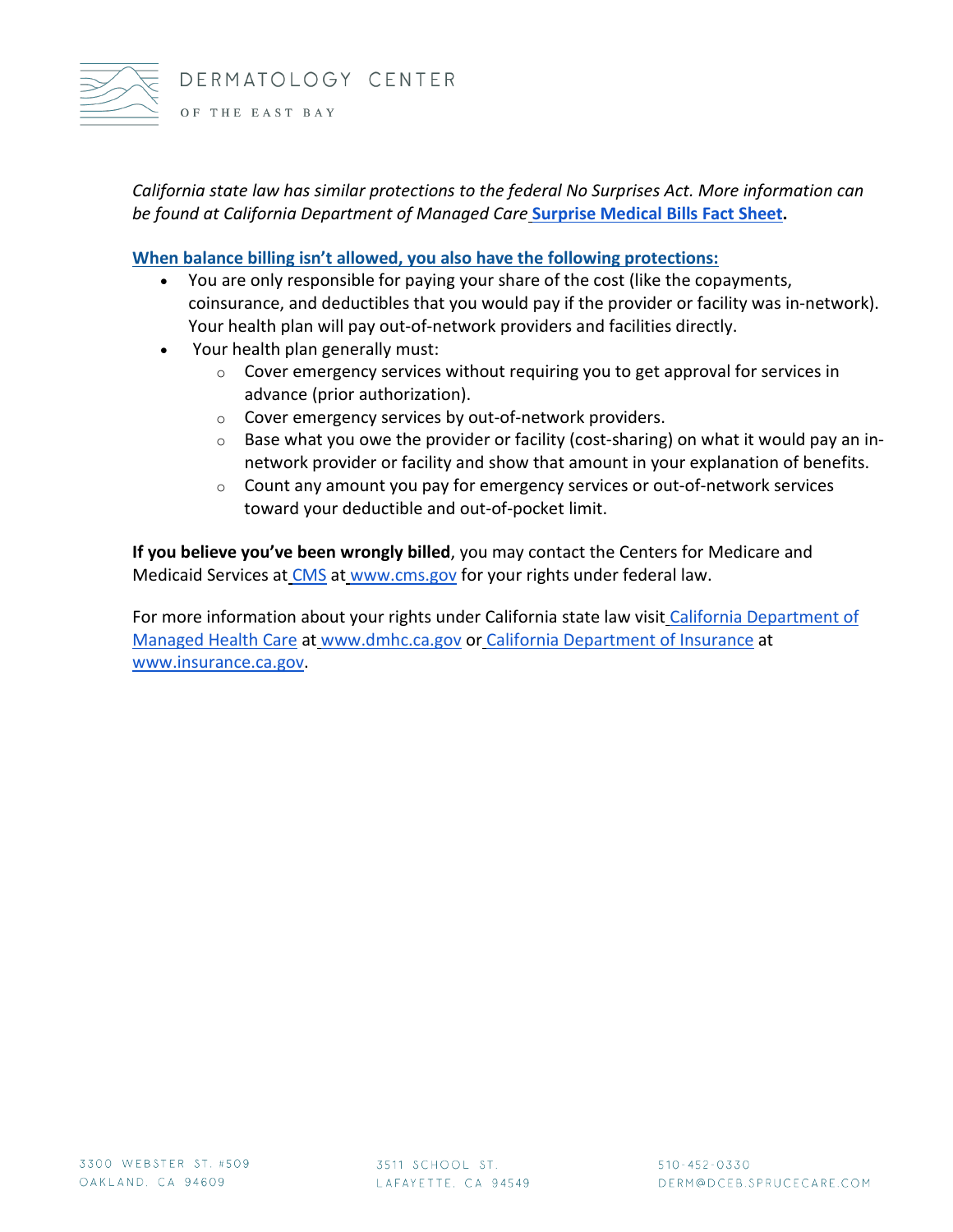*California state law has similar protections to the federal No Surprises Act. More information can be found at California Department of Managed Care* **Surprise Medical Bills Fact Sheet.**

**When balance billing isn't allowed, you also have the following protections:**

- You are only responsible for paying your share of the cost (like the copayments, coinsurance, and deductibles that you would pay if the provider or facility was in-network). Your health plan will pay out-of-network providers and facilities directly.
- Your health plan generally must:
  - Cover emergency services without requiring you to get approval for services in advance (prior authorization).
  - Cover emergency services by out-of-network providers.
  - Base what you owe the provider or facility (cost-sharing) on what it would pay an in-network provider or facility and show that amount in your explanation of benefits.
  - Count any amount you pay for emergency services or out-of-network services toward your deductible and out-of-pocket limit.

**If you believe you've been wrongly billed**, you may contact the Centers for Medicare and Medicaid Services at CMS at www.cms.gov for your rights under federal law.

For more information about your rights under California state law visit California Department of Managed Health Care at www.dmhc.ca.gov or California Department of Insurance at www.insurance.ca.gov.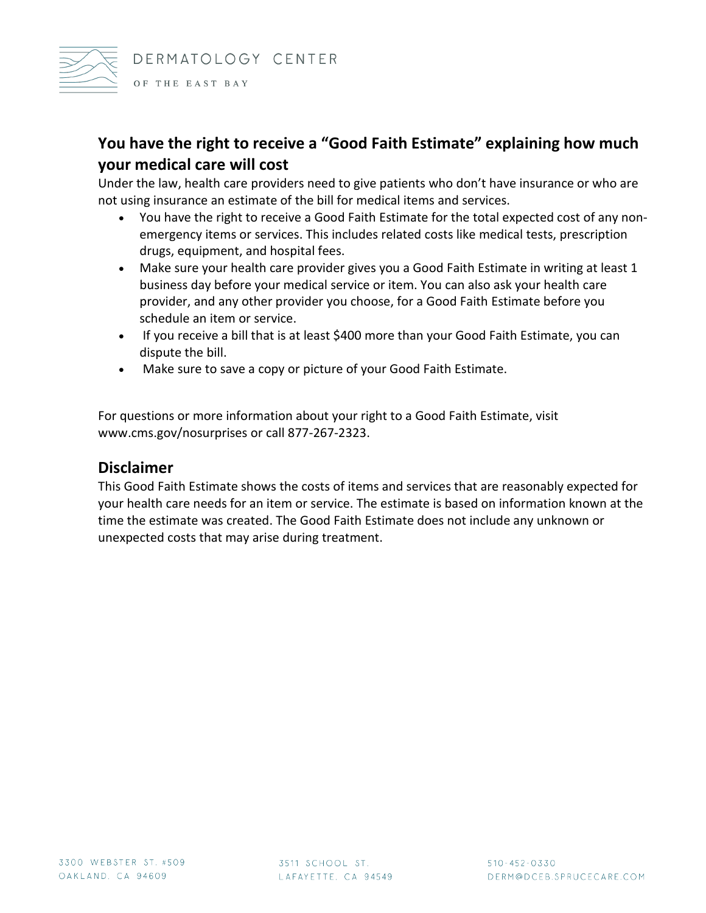## You have the right to receive a “Good Faith Estimate” explaining how much your medical care will cost

Under the law, health care providers need to give patients who don’t have insurance or who are not using insurance an estimate of the bill for medical items and services.

- You have the right to receive a Good Faith Estimate for the total expected cost of any non-emergency items or services. This includes related costs like medical tests, prescription drugs, equipment, and hospital fees.
- Make sure your health care provider gives you a Good Faith Estimate in writing at least 1 business day before your medical service or item. You can also ask your health care provider, and any other provider you choose, for a Good Faith Estimate before you schedule an item or service.
- If you receive a bill that is at least $400 more than your Good Faith Estimate, you can dispute the bill.
- Make sure to save a copy or picture of your Good Faith Estimate.

For questions or more information about your right to a Good Faith Estimate, visit www.cms.gov/nosurprises or call 877-267-2323.

## Disclaimer

This Good Faith Estimate shows the costs of items and services that are reasonably expected for your health care needs for an item or service. The estimate is based on information known at the time the estimate was created. The Good Faith Estimate does not include any unknown or unexpected costs that may arise during treatment.